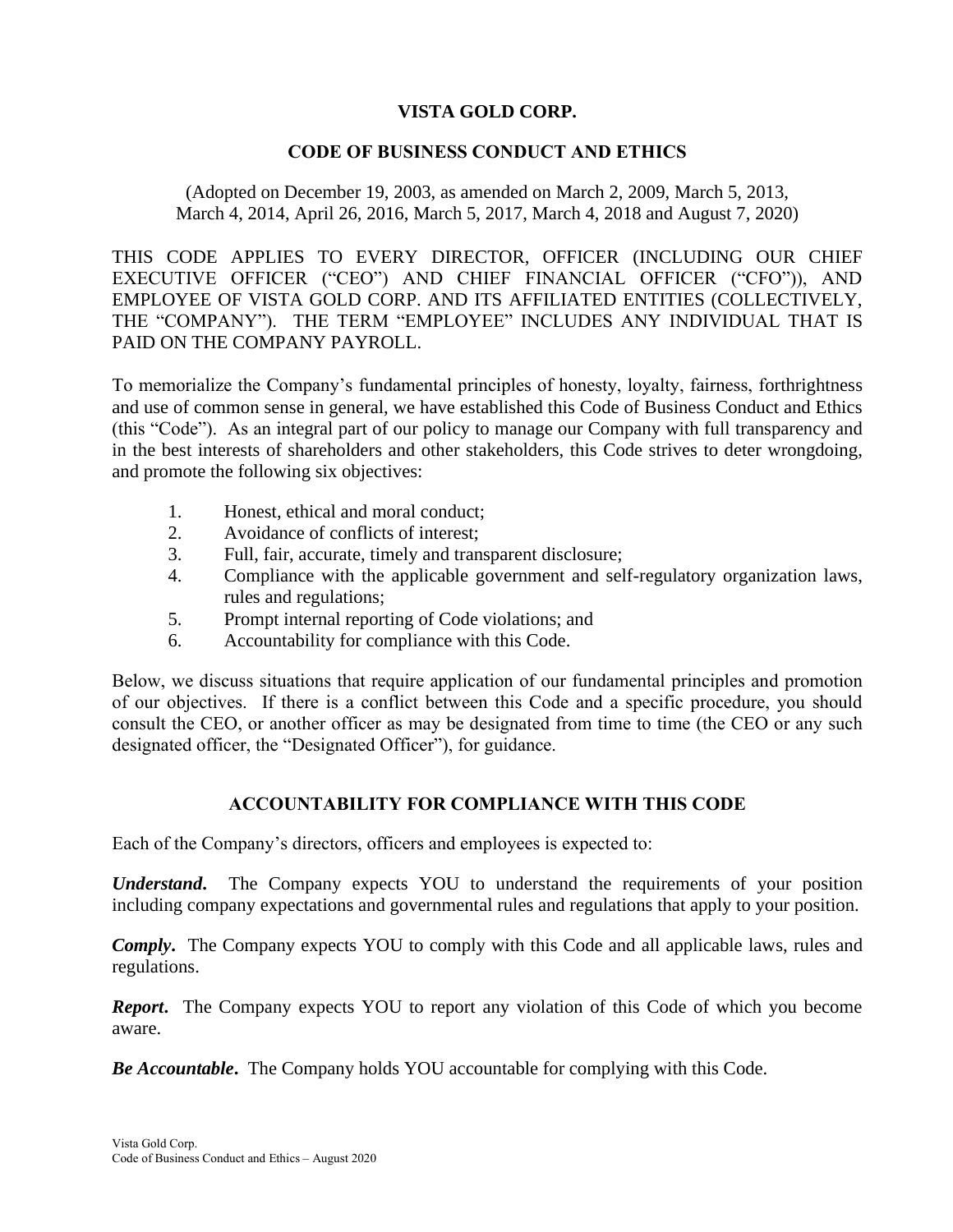# VISTA GOLD CORP.

## CODE OF BUSINESS CONDUCT AND ETHICS

(Adopted on December 19, 2003, as amended on March 2, 2009, March 5, 2013, March 4, 2014, April 26, 2016, March 5, 2017, March 4, 2018 and August 7, 2020)

THIS CODE APPLIES TO EVERY DIRECTOR, OFFICER (INCLUDING OUR CHIEF EXECUTIVE OFFICER ("CEO") AND CHIEF FINANCIAL OFFICER ("CFO")), AND EMPLOYEE OF VISTA GOLD CORP. AND ITS AFFILIATED ENTITIES (COLLECTIVELY, THE "COMPANY"). THE TERM "EMPLOYEE" INCLUDES ANY INDIVIDUAL THAT IS PAID ON THE COMPANY PAYROLL.

To memorialize the Company's fundamental principles of honesty, loyalty, fairness, forthrightness and use of common sense in general, we have established this Code of Business Conduct and Ethics (this "Code"). As an integral part of our policy to manage our Company with full transparency and in the best interests of shareholders and other stakeholders, this Code strives to deter wrongdoing, and promote the following six objectives:

1. Honest, ethical and moral conduct;
2. Avoidance of conflicts of interest;
3. Full, fair, accurate, timely and transparent disclosure;
4. Compliance with the applicable government and self-regulatory organization laws, rules and regulations;
5. Prompt internal reporting of Code violations; and
6. Accountability for compliance with this Code.

Below, we discuss situations that require application of our fundamental principles and promotion of our objectives. If there is a conflict between this Code and a specific procedure, you should consult the CEO, or another officer as may be designated from time to time (the CEO or any such designated officer, the "Designated Officer"), for guidance.

## ACCOUNTABILITY FOR COMPLIANCE WITH THIS CODE

Each of the Company's directors, officers and employees is expected to:

***Understand***. The Company expects YOU to understand the requirements of your position including company expectations and governmental rules and regulations that apply to your position.

***Comply***. The Company expects YOU to comply with this Code and all applicable laws, rules and regulations.

***Report***. The Company expects YOU to report any violation of this Code of which you become aware.

***Be Accountable***. The Company holds YOU accountable for complying with this Code.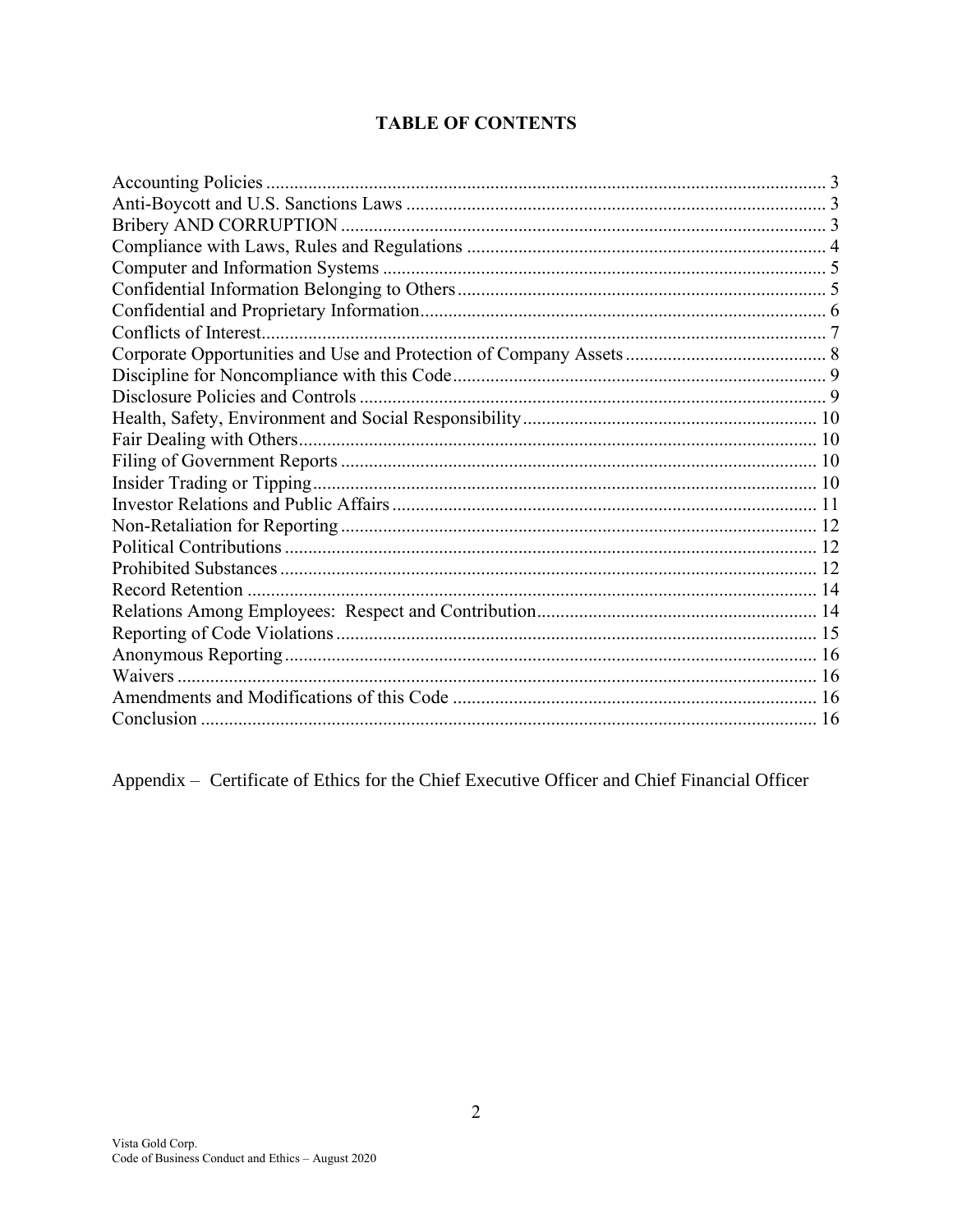## TABLE OF CONTENTS

| | |
|---|---|
| Accounting Policies | 3 |
| Anti-Boycott and U.S. Sanctions Laws | 3 |
| Bribery AND CORRUPTION | 3 |
| Compliance with Laws, Rules and Regulations | 4 |
| Computer and Information Systems | 5 |
| Confidential Information Belonging to Others | 5 |
| Confidential and Proprietary Information | 6 |
| Conflicts of Interest | 7 |
| Corporate Opportunities and Use and Protection of Company Assets | 8 |
| Discipline for Noncompliance with this Code | 9 |
| Disclosure Policies and Controls | 9 |
| Health, Safety, Environment and Social Responsibility | 10 |
| Fair Dealing with Others | 10 |
| Filing of Government Reports | 10 |
| Insider Trading or Tipping | 10 |
| Investor Relations and Public Affairs | 11 |
| Non-Retaliation for Reporting | 12 |
| Political Contributions | 12 |
| Prohibited Substances | 12 |
| Record Retention | 14 |
| Relations Among Employees: Respect and Contribution | 14 |
| Reporting of Code Violations | 15 |
| Anonymous Reporting | 16 |
| Waivers | 16 |
| Amendments and Modifications of this Code | 16 |
| Conclusion | 16 |

Appendix – Certificate of Ethics for the Chief Executive Officer and Chief Financial Officer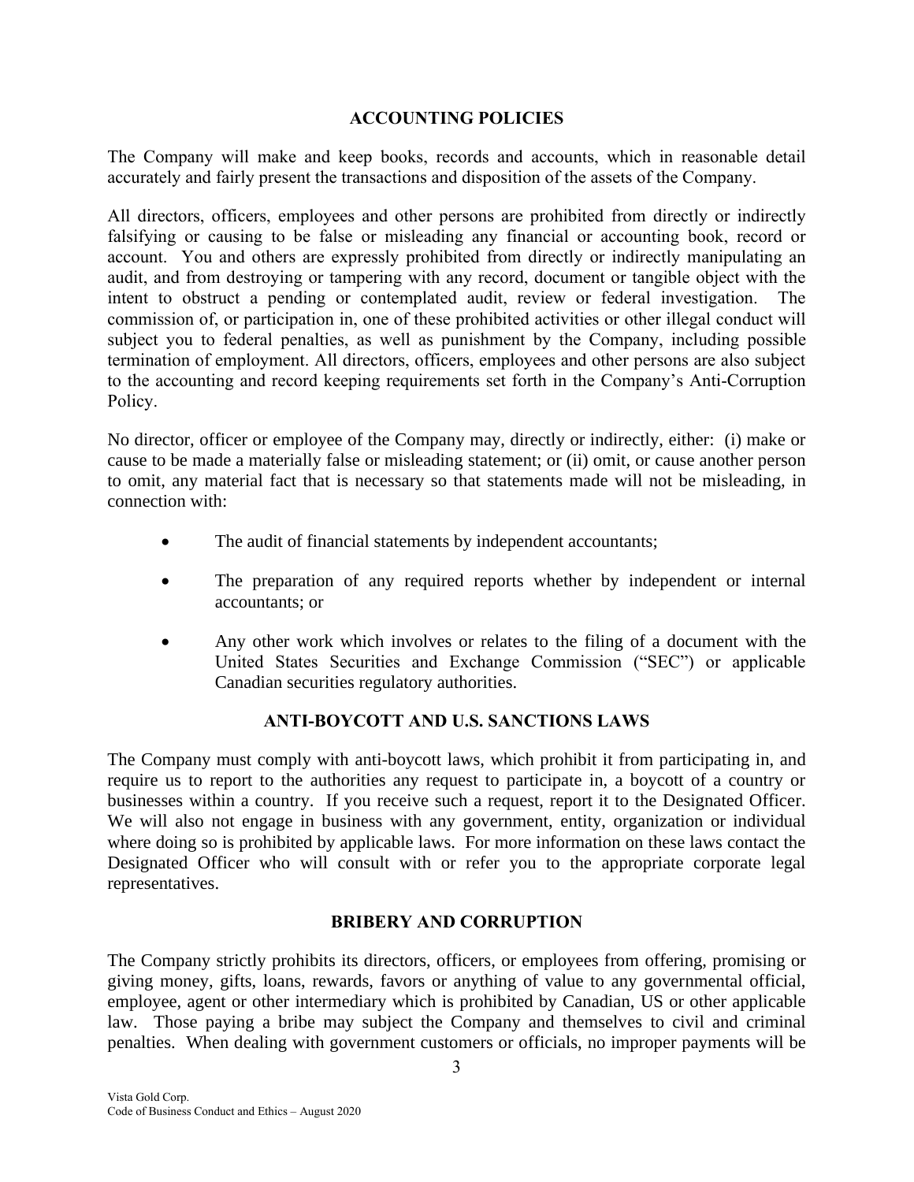## ACCOUNTING POLICIES

The Company will make and keep books, records and accounts, which in reasonable detail accurately and fairly present the transactions and disposition of the assets of the Company.

All directors, officers, employees and other persons are prohibited from directly or indirectly falsifying or causing to be false or misleading any financial or accounting book, record or account. You and others are expressly prohibited from directly or indirectly manipulating an audit, and from destroying or tampering with any record, document or tangible object with the intent to obstruct a pending or contemplated audit, review or federal investigation. The commission of, or participation in, one of these prohibited activities or other illegal conduct will subject you to federal penalties, as well as punishment by the Company, including possible termination of employment. All directors, officers, employees and other persons are also subject to the accounting and record keeping requirements set forth in the Company's Anti-Corruption Policy.

No director, officer or employee of the Company may, directly or indirectly, either: (i) make or cause to be made a materially false or misleading statement; or (ii) omit, or cause another person to omit, any material fact that is necessary so that statements made will not be misleading, in connection with:

- The audit of financial statements by independent accountants;
- The preparation of any required reports whether by independent or internal accountants; or
- Any other work which involves or relates to the filing of a document with the United States Securities and Exchange Commission ("SEC") or applicable Canadian securities regulatory authorities.

## ANTI-BOYCOTT AND U.S. SANCTIONS LAWS

The Company must comply with anti-boycott laws, which prohibit it from participating in, and require us to report to the authorities any request to participate in, a boycott of a country or businesses within a country. If you receive such a request, report it to the Designated Officer. We will also not engage in business with any government, entity, organization or individual where doing so is prohibited by applicable laws. For more information on these laws contact the Designated Officer who will consult with or refer you to the appropriate corporate legal representatives.

## BRIBERY AND CORRUPTION

The Company strictly prohibits its directors, officers, or employees from offering, promising or giving money, gifts, loans, rewards, favors or anything of value to any governmental official, employee, agent or other intermediary which is prohibited by Canadian, US or other applicable law. Those paying a bribe may subject the Company and themselves to civil and criminal penalties. When dealing with government customers or officials, no improper payments will be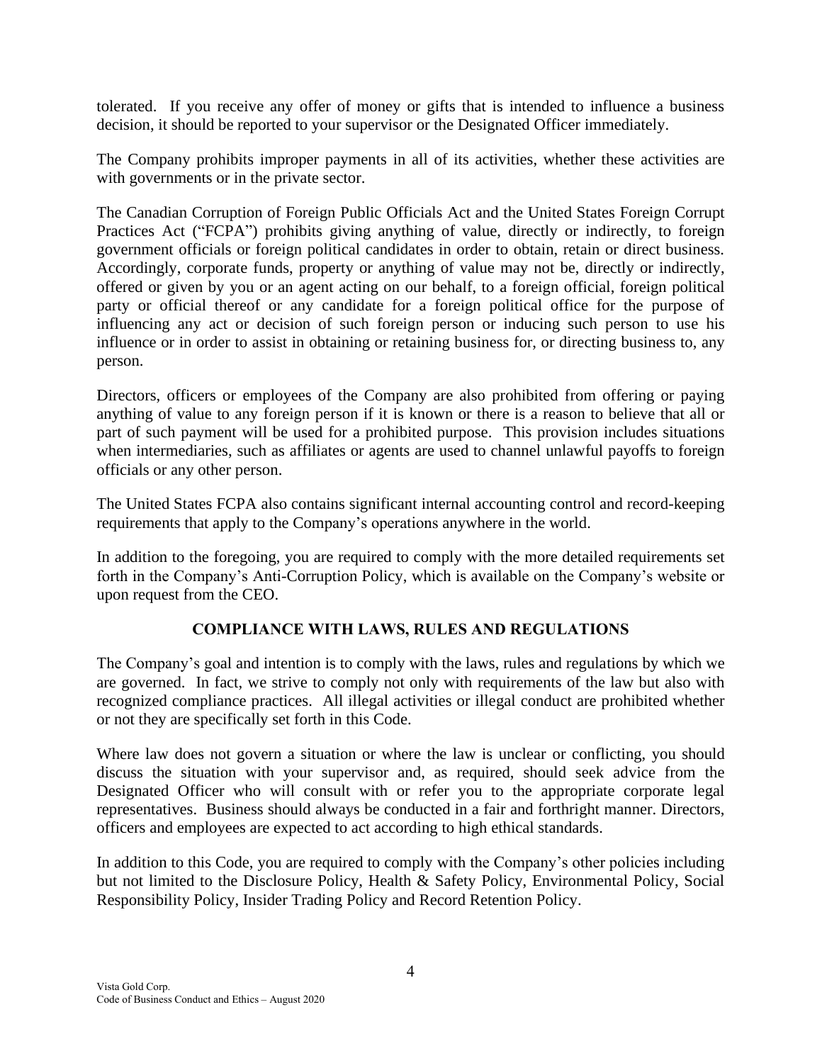tolerated. If you receive any offer of money or gifts that is intended to influence a business decision, it should be reported to your supervisor or the Designated Officer immediately.

The Company prohibits improper payments in all of its activities, whether these activities are with governments or in the private sector.

The Canadian Corruption of Foreign Public Officials Act and the United States Foreign Corrupt Practices Act ("FCPA") prohibits giving anything of value, directly or indirectly, to foreign government officials or foreign political candidates in order to obtain, retain or direct business. Accordingly, corporate funds, property or anything of value may not be, directly or indirectly, offered or given by you or an agent acting on our behalf, to a foreign official, foreign political party or official thereof or any candidate for a foreign political office for the purpose of influencing any act or decision of such foreign person or inducing such person to use his influence or in order to assist in obtaining or retaining business for, or directing business to, any person.

Directors, officers or employees of the Company are also prohibited from offering or paying anything of value to any foreign person if it is known or there is a reason to believe that all or part of such payment will be used for a prohibited purpose. This provision includes situations when intermediaries, such as affiliates or agents are used to channel unlawful payoffs to foreign officials or any other person.

The United States FCPA also contains significant internal accounting control and record-keeping requirements that apply to the Company's operations anywhere in the world.

In addition to the foregoing, you are required to comply with the more detailed requirements set forth in the Company's Anti-Corruption Policy, which is available on the Company's website or upon request from the CEO.

## COMPLIANCE WITH LAWS, RULES AND REGULATIONS

The Company's goal and intention is to comply with the laws, rules and regulations by which we are governed. In fact, we strive to comply not only with requirements of the law but also with recognized compliance practices. All illegal activities or illegal conduct are prohibited whether or not they are specifically set forth in this Code.

Where law does not govern a situation or where the law is unclear or conflicting, you should discuss the situation with your supervisor and, as required, should seek advice from the Designated Officer who will consult with or refer you to the appropriate corporate legal representatives. Business should always be conducted in a fair and forthright manner. Directors, officers and employees are expected to act according to high ethical standards.

In addition to this Code, you are required to comply with the Company's other policies including but not limited to the Disclosure Policy, Health & Safety Policy, Environmental Policy, Social Responsibility Policy, Insider Trading Policy and Record Retention Policy.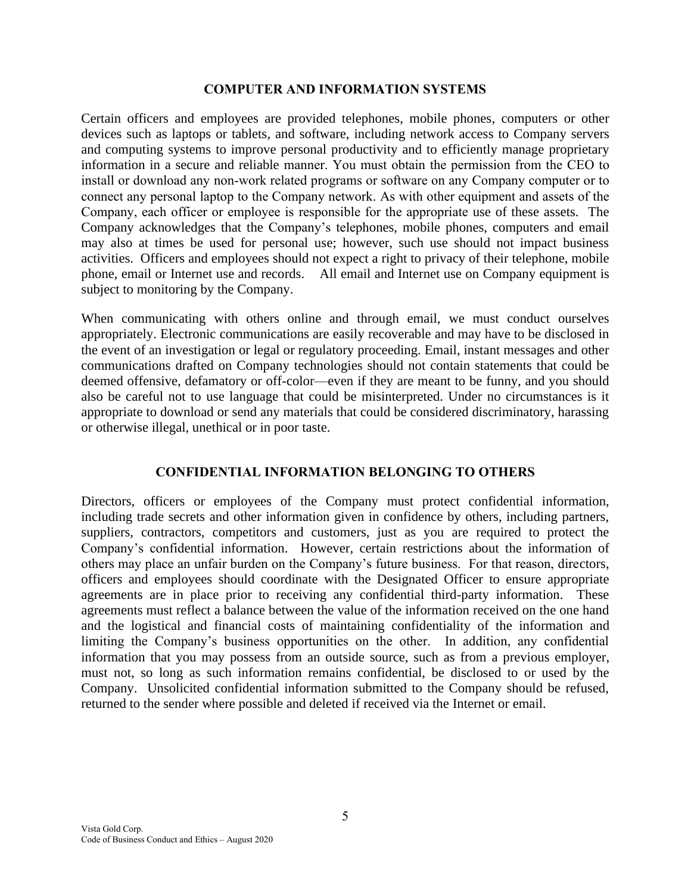## COMPUTER AND INFORMATION SYSTEMS

Certain officers and employees are provided telephones, mobile phones, computers or other devices such as laptops or tablets, and software, including network access to Company servers and computing systems to improve personal productivity and to efficiently manage proprietary information in a secure and reliable manner. You must obtain the permission from the CEO to install or download any non-work related programs or software on any Company computer or to connect any personal laptop to the Company network. As with other equipment and assets of the Company, each officer or employee is responsible for the appropriate use of these assets. The Company acknowledges that the Company's telephones, mobile phones, computers and email may also at times be used for personal use; however, such use should not impact business activities. Officers and employees should not expect a right to privacy of their telephone, mobile phone, email or Internet use and records. All email and Internet use on Company equipment is subject to monitoring by the Company.

When communicating with others online and through email, we must conduct ourselves appropriately. Electronic communications are easily recoverable and may have to be disclosed in the event of an investigation or legal or regulatory proceeding. Email, instant messages and other communications drafted on Company technologies should not contain statements that could be deemed offensive, defamatory or off-color—even if they are meant to be funny, and you should also be careful not to use language that could be misinterpreted. Under no circumstances is it appropriate to download or send any materials that could be considered discriminatory, harassing or otherwise illegal, unethical or in poor taste.

## CONFIDENTIAL INFORMATION BELONGING TO OTHERS

Directors, officers or employees of the Company must protect confidential information, including trade secrets and other information given in confidence by others, including partners, suppliers, contractors, competitors and customers, just as you are required to protect the Company's confidential information. However, certain restrictions about the information of others may place an unfair burden on the Company's future business. For that reason, directors, officers and employees should coordinate with the Designated Officer to ensure appropriate agreements are in place prior to receiving any confidential third-party information. These agreements must reflect a balance between the value of the information received on the one hand and the logistical and financial costs of maintaining confidentiality of the information and limiting the Company's business opportunities on the other. In addition, any confidential information that you may possess from an outside source, such as from a previous employer, must not, so long as such information remains confidential, be disclosed to or used by the Company. Unsolicited confidential information submitted to the Company should be refused, returned to the sender where possible and deleted if received via the Internet or email.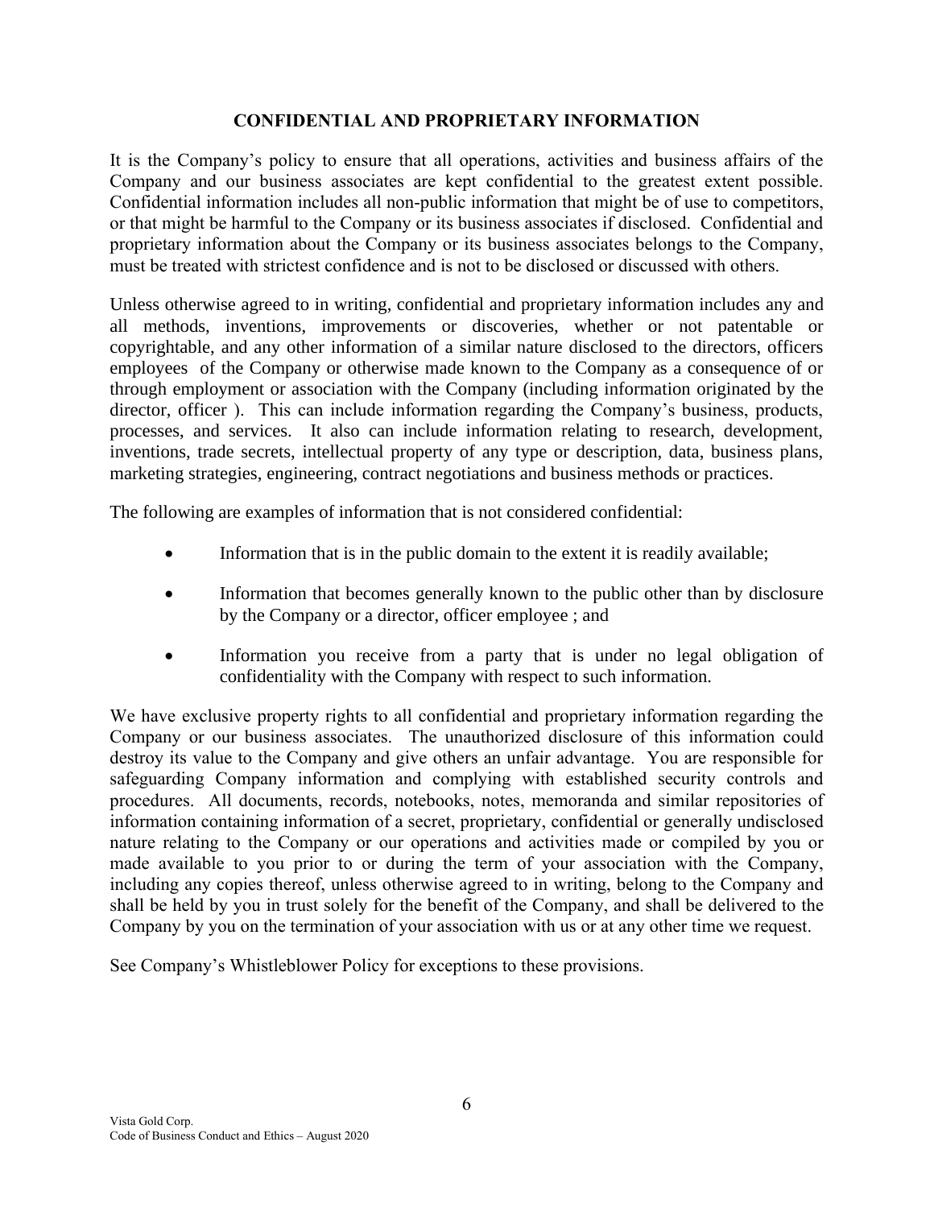## CONFIDENTIAL AND PROPRIETARY INFORMATION

It is the Company's policy to ensure that all operations, activities and business affairs of the Company and our business associates are kept confidential to the greatest extent possible. Confidential information includes all non-public information that might be of use to competitors, or that might be harmful to the Company or its business associates if disclosed. Confidential and proprietary information about the Company or its business associates belongs to the Company, must be treated with strictest confidence and is not to be disclosed or discussed with others.

Unless otherwise agreed to in writing, confidential and proprietary information includes any and all methods, inventions, improvements or discoveries, whether or not patentable or copyrightable, and any other information of a similar nature disclosed to the directors, officers employees of the Company or otherwise made known to the Company as a consequence of or through employment or association with the Company (including information originated by the director, officer ). This can include information regarding the Company's business, products, processes, and services. It also can include information relating to research, development, inventions, trade secrets, intellectual property of any type or description, data, business plans, marketing strategies, engineering, contract negotiations and business methods or practices.

The following are examples of information that is not considered confidential:

- Information that is in the public domain to the extent it is readily available;
- Information that becomes generally known to the public other than by disclosure by the Company or a director, officer employee ; and
- Information you receive from a party that is under no legal obligation of confidentiality with the Company with respect to such information.

We have exclusive property rights to all confidential and proprietary information regarding the Company or our business associates. The unauthorized disclosure of this information could destroy its value to the Company and give others an unfair advantage. You are responsible for safeguarding Company information and complying with established security controls and procedures. All documents, records, notebooks, notes, memoranda and similar repositories of information containing information of a secret, proprietary, confidential or generally undisclosed nature relating to the Company or our operations and activities made or compiled by you or made available to you prior to or during the term of your association with the Company, including any copies thereof, unless otherwise agreed to in writing, belong to the Company and shall be held by you in trust solely for the benefit of the Company, and shall be delivered to the Company by you on the termination of your association with us or at any other time we request.

See Company's Whistleblower Policy for exceptions to these provisions.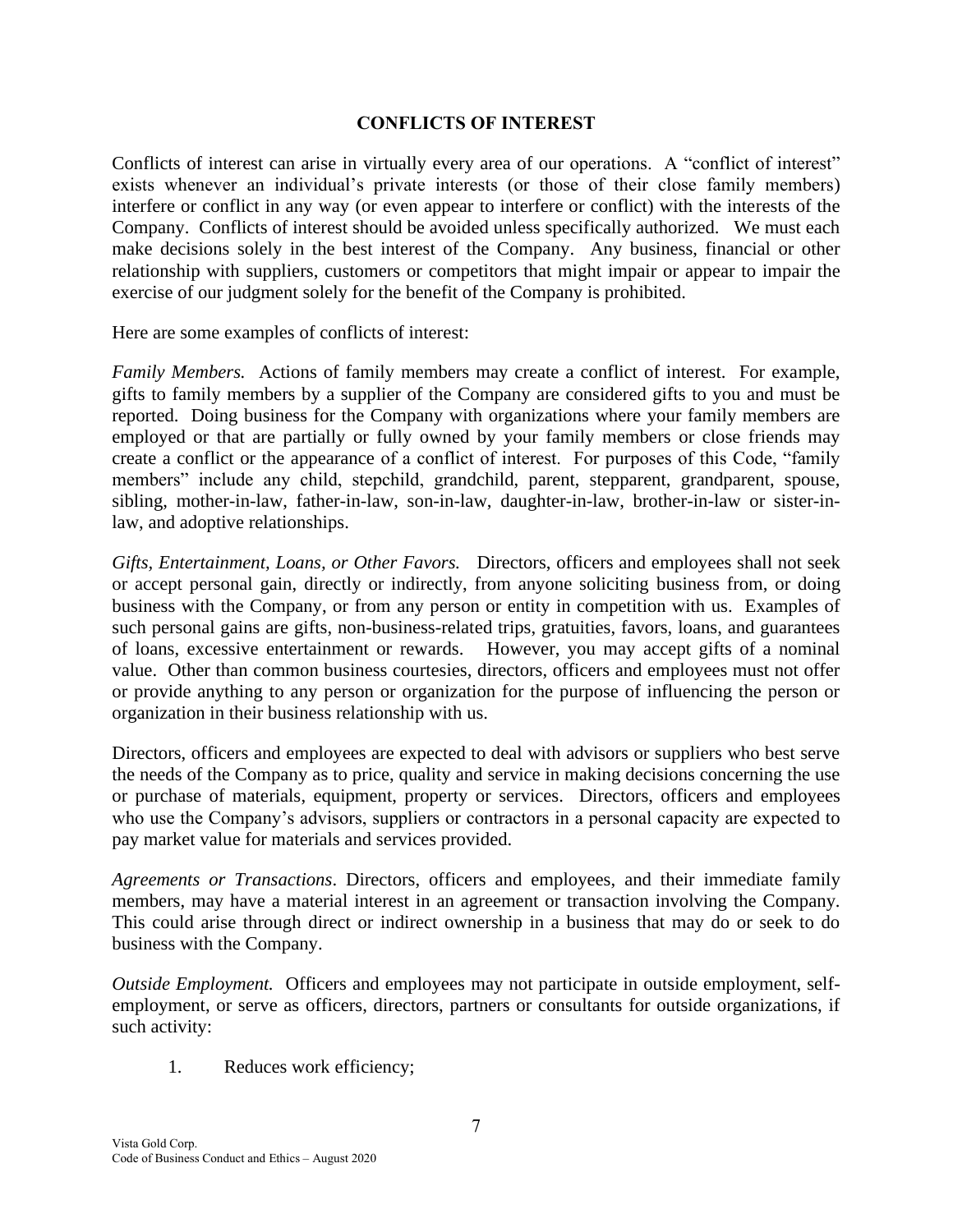## CONFLICTS OF INTEREST

Conflicts of interest can arise in virtually every area of our operations. A "conflict of interest" exists whenever an individual's private interests (or those of their close family members) interfere or conflict in any way (or even appear to interfere or conflict) with the interests of the Company. Conflicts of interest should be avoided unless specifically authorized. We must each make decisions solely in the best interest of the Company. Any business, financial or other relationship with suppliers, customers or competitors that might impair or appear to impair the exercise of our judgment solely for the benefit of the Company is prohibited.

Here are some examples of conflicts of interest:

*Family Members.* Actions of family members may create a conflict of interest. For example, gifts to family members by a supplier of the Company are considered gifts to you and must be reported. Doing business for the Company with organizations where your family members are employed or that are partially or fully owned by your family members or close friends may create a conflict or the appearance of a conflict of interest. For purposes of this Code, "family members" include any child, stepchild, grandchild, parent, stepparent, grandparent, spouse, sibling, mother-in-law, father-in-law, son-in-law, daughter-in-law, brother-in-law or sister-in-law, and adoptive relationships.

*Gifts, Entertainment, Loans, or Other Favors.* Directors, officers and employees shall not seek or accept personal gain, directly or indirectly, from anyone soliciting business from, or doing business with the Company, or from any person or entity in competition with us. Examples of such personal gains are gifts, non-business-related trips, gratuities, favors, loans, and guarantees of loans, excessive entertainment or rewards. However, you may accept gifts of a nominal value. Other than common business courtesies, directors, officers and employees must not offer or provide anything to any person or organization for the purpose of influencing the person or organization in their business relationship with us.

Directors, officers and employees are expected to deal with advisors or suppliers who best serve the needs of the Company as to price, quality and service in making decisions concerning the use or purchase of materials, equipment, property or services. Directors, officers and employees who use the Company's advisors, suppliers or contractors in a personal capacity are expected to pay market value for materials and services provided.

*Agreements or Transactions*. Directors, officers and employees, and their immediate family members, may have a material interest in an agreement or transaction involving the Company. This could arise through direct or indirect ownership in a business that may do or seek to do business with the Company.

*Outside Employment.* Officers and employees may not participate in outside employment, self-employment, or serve as officers, directors, partners or consultants for outside organizations, if such activity:

1. Reduces work efficiency;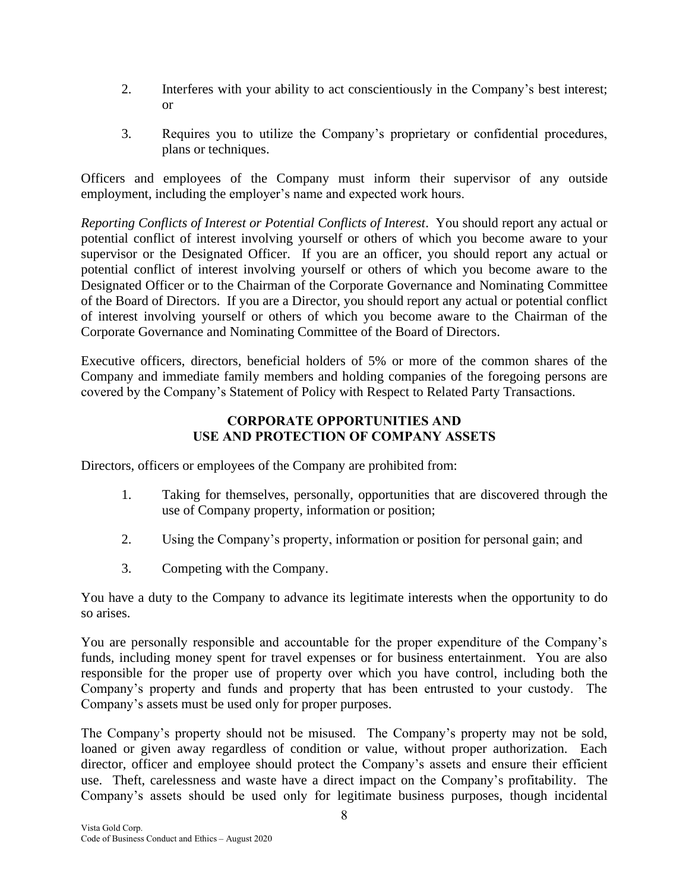2. Interferes with your ability to act conscientiously in the Company's best interest; or

3. Requires you to utilize the Company's proprietary or confidential procedures, plans or techniques.

Officers and employees of the Company must inform their supervisor of any outside employment, including the employer's name and expected work hours.

*Reporting Conflicts of Interest or Potential Conflicts of Interest*. You should report any actual or potential conflict of interest involving yourself or others of which you become aware to your supervisor or the Designated Officer. If you are an officer, you should report any actual or potential conflict of interest involving yourself or others of which you become aware to the Designated Officer or to the Chairman of the Corporate Governance and Nominating Committee of the Board of Directors. If you are a Director, you should report any actual or potential conflict of interest involving yourself or others of which you become aware to the Chairman of the Corporate Governance and Nominating Committee of the Board of Directors.

Executive officers, directors, beneficial holders of 5% or more of the common shares of the Company and immediate family members and holding companies of the foregoing persons are covered by the Company's Statement of Policy with Respect to Related Party Transactions.

## CORPORATE OPPORTUNITIES AND USE AND PROTECTION OF COMPANY ASSETS

Directors, officers or employees of the Company are prohibited from:

1. Taking for themselves, personally, opportunities that are discovered through the use of Company property, information or position;

2. Using the Company's property, information or position for personal gain; and

3. Competing with the Company.

You have a duty to the Company to advance its legitimate interests when the opportunity to do so arises.

You are personally responsible and accountable for the proper expenditure of the Company's funds, including money spent for travel expenses or for business entertainment. You are also responsible for the proper use of property over which you have control, including both the Company's property and funds and property that has been entrusted to your custody. The Company's assets must be used only for proper purposes.

The Company's property should not be misused. The Company's property may not be sold, loaned or given away regardless of condition or value, without proper authorization. Each director, officer and employee should protect the Company's assets and ensure their efficient use. Theft, carelessness and waste have a direct impact on the Company's profitability. The Company's assets should be used only for legitimate business purposes, though incidental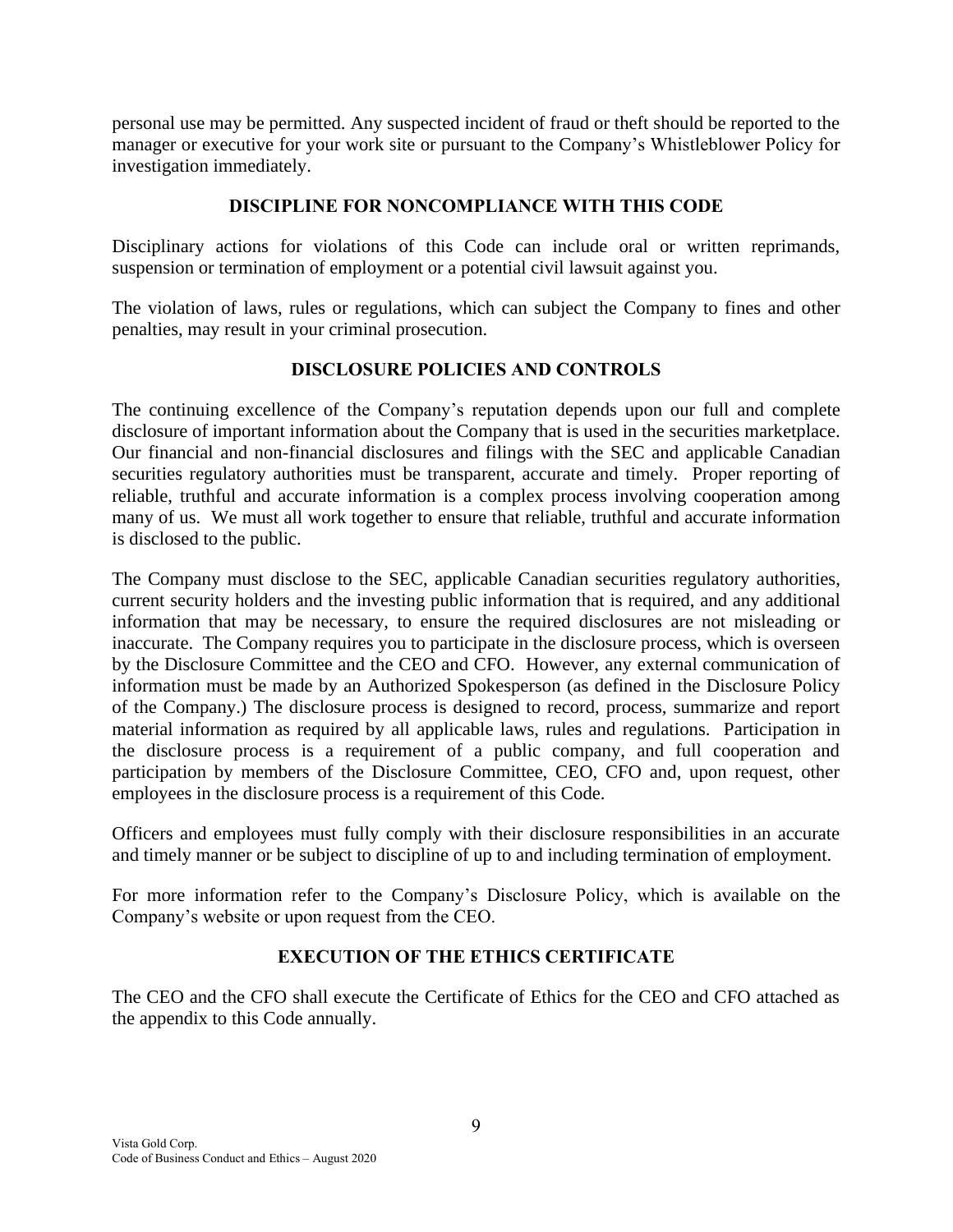personal use may be permitted. Any suspected incident of fraud or theft should be reported to the manager or executive for your work site or pursuant to the Company's Whistleblower Policy for investigation immediately.

## DISCIPLINE FOR NONCOMPLIANCE WITH THIS CODE

Disciplinary actions for violations of this Code can include oral or written reprimands, suspension or termination of employment or a potential civil lawsuit against you.

The violation of laws, rules or regulations, which can subject the Company to fines and other penalties, may result in your criminal prosecution.

## DISCLOSURE POLICIES AND CONTROLS

The continuing excellence of the Company's reputation depends upon our full and complete disclosure of important information about the Company that is used in the securities marketplace. Our financial and non-financial disclosures and filings with the SEC and applicable Canadian securities regulatory authorities must be transparent, accurate and timely. Proper reporting of reliable, truthful and accurate information is a complex process involving cooperation among many of us. We must all work together to ensure that reliable, truthful and accurate information is disclosed to the public.

The Company must disclose to the SEC, applicable Canadian securities regulatory authorities, current security holders and the investing public information that is required, and any additional information that may be necessary, to ensure the required disclosures are not misleading or inaccurate. The Company requires you to participate in the disclosure process, which is overseen by the Disclosure Committee and the CEO and CFO. However, any external communication of information must be made by an Authorized Spokesperson (as defined in the Disclosure Policy of the Company.) The disclosure process is designed to record, process, summarize and report material information as required by all applicable laws, rules and regulations. Participation in the disclosure process is a requirement of a public company, and full cooperation and participation by members of the Disclosure Committee, CEO, CFO and, upon request, other employees in the disclosure process is a requirement of this Code.

Officers and employees must fully comply with their disclosure responsibilities in an accurate and timely manner or be subject to discipline of up to and including termination of employment.

For more information refer to the Company's Disclosure Policy, which is available on the Company's website or upon request from the CEO.

## EXECUTION OF THE ETHICS CERTIFICATE

The CEO and the CFO shall execute the Certificate of Ethics for the CEO and CFO attached as the appendix to this Code annually.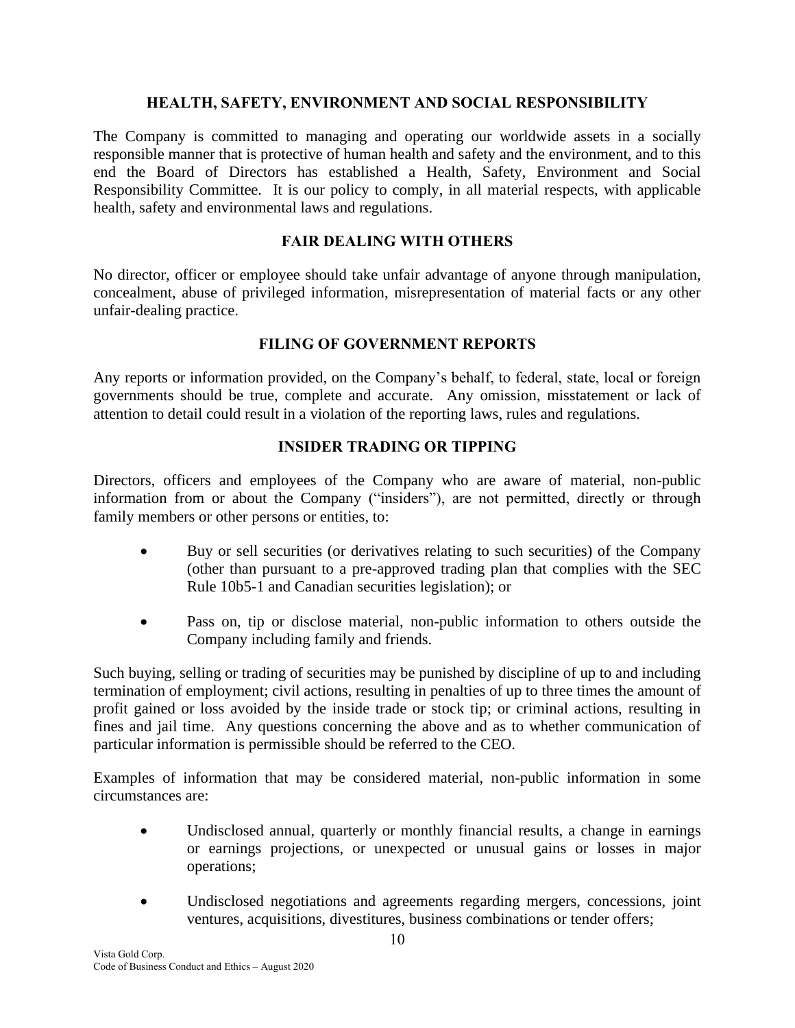## HEALTH, SAFETY, ENVIRONMENT AND SOCIAL RESPONSIBILITY

The Company is committed to managing and operating our worldwide assets in a socially responsible manner that is protective of human health and safety and the environment, and to this end the Board of Directors has established a Health, Safety, Environment and Social Responsibility Committee. It is our policy to comply, in all material respects, with applicable health, safety and environmental laws and regulations.

## FAIR DEALING WITH OTHERS

No director, officer or employee should take unfair advantage of anyone through manipulation, concealment, abuse of privileged information, misrepresentation of material facts or any other unfair-dealing practice.

## FILING OF GOVERNMENT REPORTS

Any reports or information provided, on the Company's behalf, to federal, state, local or foreign governments should be true, complete and accurate. Any omission, misstatement or lack of attention to detail could result in a violation of the reporting laws, rules and regulations.

## INSIDER TRADING OR TIPPING

Directors, officers and employees of the Company who are aware of material, non-public information from or about the Company ("insiders"), are not permitted, directly or through family members or other persons or entities, to:

- Buy or sell securities (or derivatives relating to such securities) of the Company (other than pursuant to a pre-approved trading plan that complies with the SEC Rule 10b5-1 and Canadian securities legislation); or
- Pass on, tip or disclose material, non-public information to others outside the Company including family and friends.

Such buying, selling or trading of securities may be punished by discipline of up to and including termination of employment; civil actions, resulting in penalties of up to three times the amount of profit gained or loss avoided by the inside trade or stock tip; or criminal actions, resulting in fines and jail time. Any questions concerning the above and as to whether communication of particular information is permissible should be referred to the CEO.

Examples of information that may be considered material, non-public information in some circumstances are:

- Undisclosed annual, quarterly or monthly financial results, a change in earnings or earnings projections, or unexpected or unusual gains or losses in major operations;
- Undisclosed negotiations and agreements regarding mergers, concessions, joint ventures, acquisitions, divestitures, business combinations or tender offers;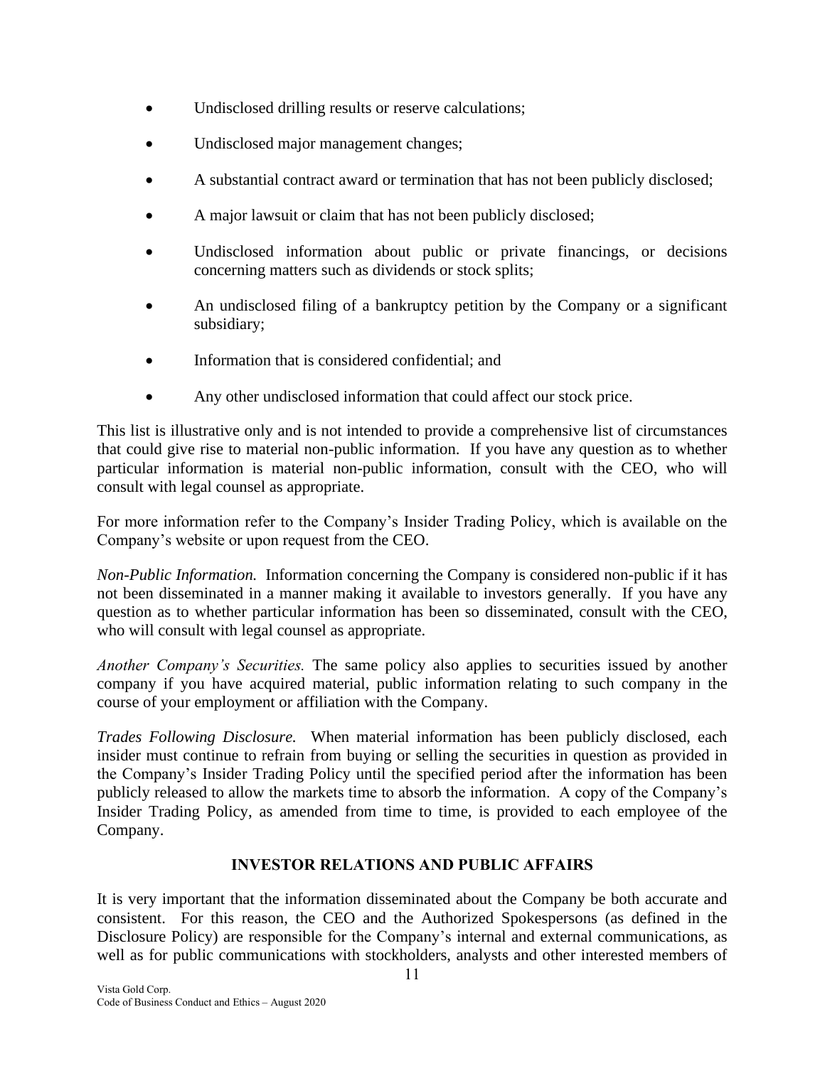- Undisclosed drilling results or reserve calculations;
- Undisclosed major management changes;
- A substantial contract award or termination that has not been publicly disclosed;
- A major lawsuit or claim that has not been publicly disclosed;
- Undisclosed information about public or private financings, or decisions concerning matters such as dividends or stock splits;
- An undisclosed filing of a bankruptcy petition by the Company or a significant subsidiary;
- Information that is considered confidential; and
- Any other undisclosed information that could affect our stock price.

This list is illustrative only and is not intended to provide a comprehensive list of circumstances that could give rise to material non-public information. If you have any question as to whether particular information is material non-public information, consult with the CEO, who will consult with legal counsel as appropriate.

For more information refer to the Company's Insider Trading Policy, which is available on the Company's website or upon request from the CEO.

*Non-Public Information.* Information concerning the Company is considered non-public if it has not been disseminated in a manner making it available to investors generally. If you have any question as to whether particular information has been so disseminated, consult with the CEO, who will consult with legal counsel as appropriate.

*Another Company's Securities.* The same policy also applies to securities issued by another company if you have acquired material, public information relating to such company in the course of your employment or affiliation with the Company.

*Trades Following Disclosure.* When material information has been publicly disclosed, each insider must continue to refrain from buying or selling the securities in question as provided in the Company's Insider Trading Policy until the specified period after the information has been publicly released to allow the markets time to absorb the information. A copy of the Company's Insider Trading Policy, as amended from time to time, is provided to each employee of the Company.

## INVESTOR RELATIONS AND PUBLIC AFFAIRS

It is very important that the information disseminated about the Company be both accurate and consistent. For this reason, the CEO and the Authorized Spokespersons (as defined in the Disclosure Policy) are responsible for the Company's internal and external communications, as well as for public communications with stockholders, analysts and other interested members of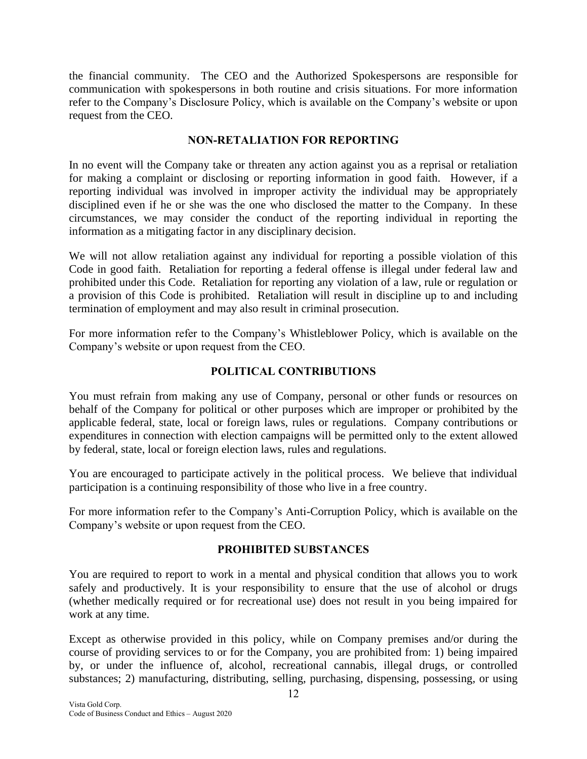the financial community. The CEO and the Authorized Spokespersons are responsible for communication with spokespersons in both routine and crisis situations. For more information refer to the Company's Disclosure Policy, which is available on the Company's website or upon request from the CEO.

## NON-RETALIATION FOR REPORTING

In no event will the Company take or threaten any action against you as a reprisal or retaliation for making a complaint or disclosing or reporting information in good faith. However, if a reporting individual was involved in improper activity the individual may be appropriately disciplined even if he or she was the one who disclosed the matter to the Company. In these circumstances, we may consider the conduct of the reporting individual in reporting the information as a mitigating factor in any disciplinary decision.

We will not allow retaliation against any individual for reporting a possible violation of this Code in good faith. Retaliation for reporting a federal offense is illegal under federal law and prohibited under this Code. Retaliation for reporting any violation of a law, rule or regulation or a provision of this Code is prohibited. Retaliation will result in discipline up to and including termination of employment and may also result in criminal prosecution.

For more information refer to the Company's Whistleblower Policy, which is available on the Company's website or upon request from the CEO.

## POLITICAL CONTRIBUTIONS

You must refrain from making any use of Company, personal or other funds or resources on behalf of the Company for political or other purposes which are improper or prohibited by the applicable federal, state, local or foreign laws, rules or regulations. Company contributions or expenditures in connection with election campaigns will be permitted only to the extent allowed by federal, state, local or foreign election laws, rules and regulations.

You are encouraged to participate actively in the political process. We believe that individual participation is a continuing responsibility of those who live in a free country.

For more information refer to the Company's Anti-Corruption Policy, which is available on the Company's website or upon request from the CEO.

## PROHIBITED SUBSTANCES

You are required to report to work in a mental and physical condition that allows you to work safely and productively. It is your responsibility to ensure that the use of alcohol or drugs (whether medically required or for recreational use) does not result in you being impaired for work at any time.

Except as otherwise provided in this policy, while on Company premises and/or during the course of providing services to or for the Company, you are prohibited from: 1) being impaired by, or under the influence of, alcohol, recreational cannabis, illegal drugs, or controlled substances; 2) manufacturing, distributing, selling, purchasing, dispensing, possessing, or using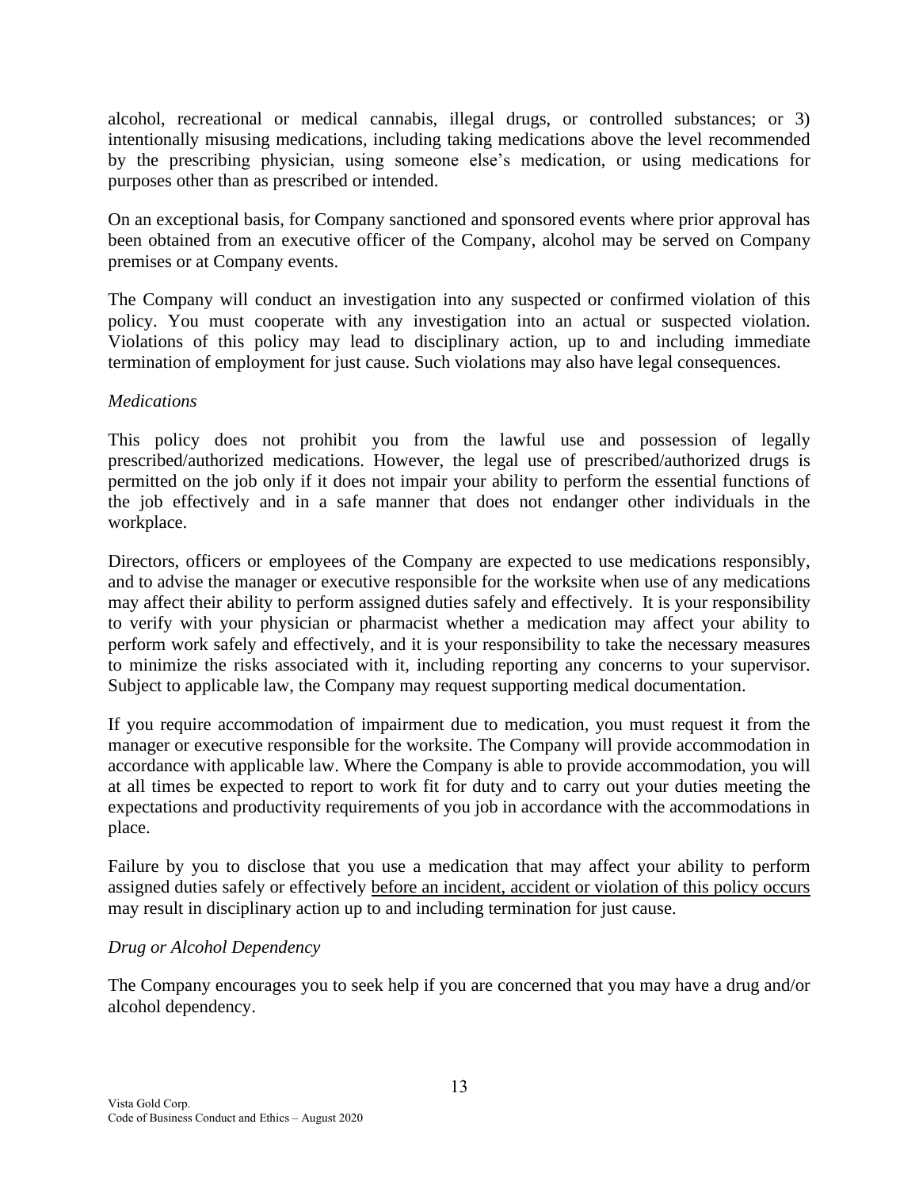alcohol, recreational or medical cannabis, illegal drugs, or controlled substances; or 3) intentionally misusing medications, including taking medications above the level recommended by the prescribing physician, using someone else's medication, or using medications for purposes other than as prescribed or intended.

On an exceptional basis, for Company sanctioned and sponsored events where prior approval has been obtained from an executive officer of the Company, alcohol may be served on Company premises or at Company events.

The Company will conduct an investigation into any suspected or confirmed violation of this policy. You must cooperate with any investigation into an actual or suspected violation. Violations of this policy may lead to disciplinary action, up to and including immediate termination of employment for just cause. Such violations may also have legal consequences.

*Medications*

This policy does not prohibit you from the lawful use and possession of legally prescribed/authorized medications. However, the legal use of prescribed/authorized drugs is permitted on the job only if it does not impair your ability to perform the essential functions of the job effectively and in a safe manner that does not endanger other individuals in the workplace.

Directors, officers or employees of the Company are expected to use medications responsibly, and to advise the manager or executive responsible for the worksite when use of any medications may affect their ability to perform assigned duties safely and effectively. It is your responsibility to verify with your physician or pharmacist whether a medication may affect your ability to perform work safely and effectively, and it is your responsibility to take the necessary measures to minimize the risks associated with it, including reporting any concerns to your supervisor. Subject to applicable law, the Company may request supporting medical documentation.

If you require accommodation of impairment due to medication, you must request it from the manager or executive responsible for the worksite. The Company will provide accommodation in accordance with applicable law. Where the Company is able to provide accommodation, you will at all times be expected to report to work fit for duty and to carry out your duties meeting the expectations and productivity requirements of you job in accordance with the accommodations in place.

Failure by you to disclose that you use a medication that may affect your ability to perform assigned duties safely or effectively <u>before an incident, accident or violation of this policy occurs</u> may result in disciplinary action up to and including termination for just cause.

*Drug or Alcohol Dependency*

The Company encourages you to seek help if you are concerned that you may have a drug and/or alcohol dependency.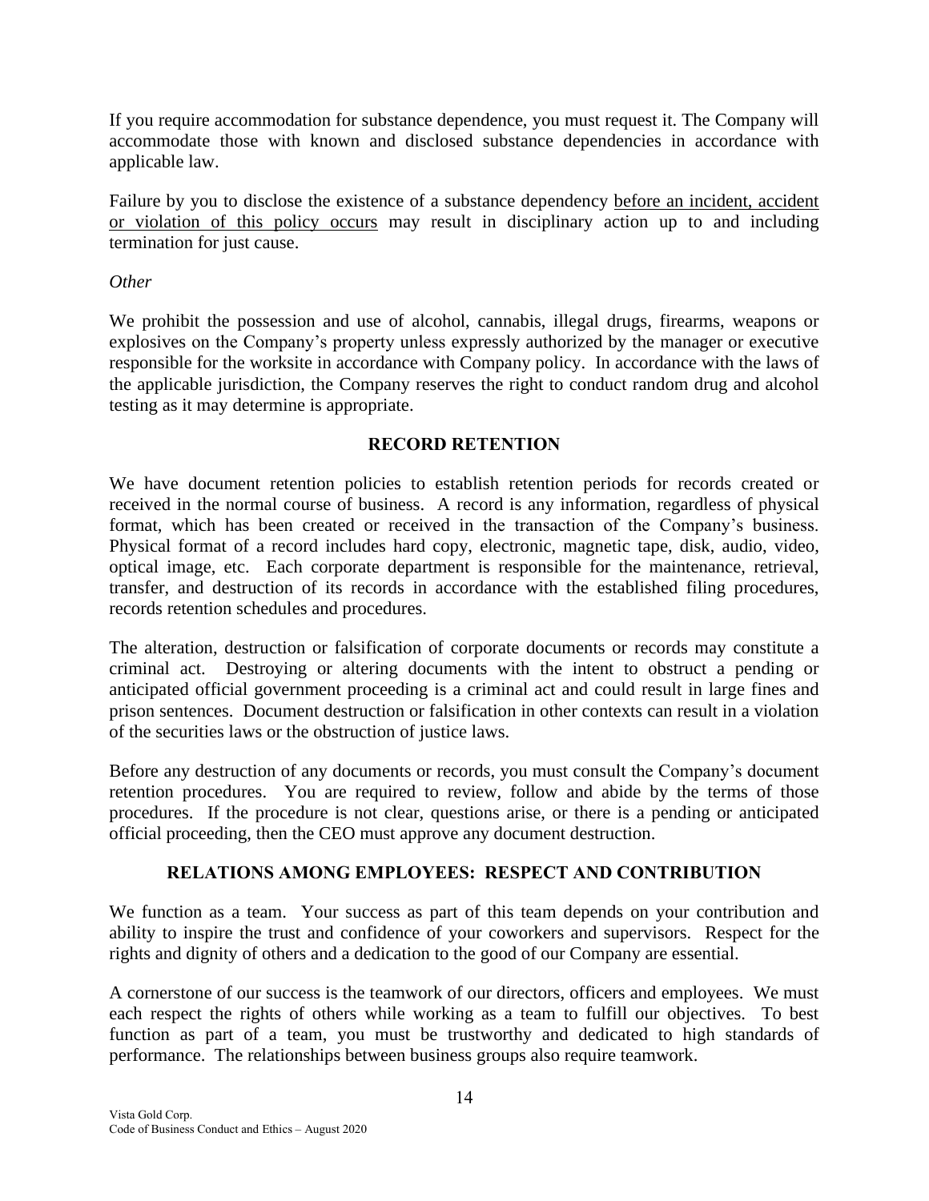If you require accommodation for substance dependence, you must request it. The Company will accommodate those with known and disclosed substance dependencies in accordance with applicable law.

Failure by you to disclose the existence of a substance dependency <u>before an incident, accident or violation of this policy occurs</u> may result in disciplinary action up to and including termination for just cause.

*Other*

We prohibit the possession and use of alcohol, cannabis, illegal drugs, firearms, weapons or explosives on the Company's property unless expressly authorized by the manager or executive responsible for the worksite in accordance with Company policy. In accordance with the laws of the applicable jurisdiction, the Company reserves the right to conduct random drug and alcohol testing as it may determine is appropriate.

## RECORD RETENTION

We have document retention policies to establish retention periods for records created or received in the normal course of business. A record is any information, regardless of physical format, which has been created or received in the transaction of the Company's business. Physical format of a record includes hard copy, electronic, magnetic tape, disk, audio, video, optical image, etc. Each corporate department is responsible for the maintenance, retrieval, transfer, and destruction of its records in accordance with the established filing procedures, records retention schedules and procedures.

The alteration, destruction or falsification of corporate documents or records may constitute a criminal act. Destroying or altering documents with the intent to obstruct a pending or anticipated official government proceeding is a criminal act and could result in large fines and prison sentences. Document destruction or falsification in other contexts can result in a violation of the securities laws or the obstruction of justice laws.

Before any destruction of any documents or records, you must consult the Company's document retention procedures. You are required to review, follow and abide by the terms of those procedures. If the procedure is not clear, questions arise, or there is a pending or anticipated official proceeding, then the CEO must approve any document destruction.

## RELATIONS AMONG EMPLOYEES: RESPECT AND CONTRIBUTION

We function as a team. Your success as part of this team depends on your contribution and ability to inspire the trust and confidence of your coworkers and supervisors. Respect for the rights and dignity of others and a dedication to the good of our Company are essential.

A cornerstone of our success is the teamwork of our directors, officers and employees. We must each respect the rights of others while working as a team to fulfill our objectives. To best function as part of a team, you must be trustworthy and dedicated to high standards of performance. The relationships between business groups also require teamwork.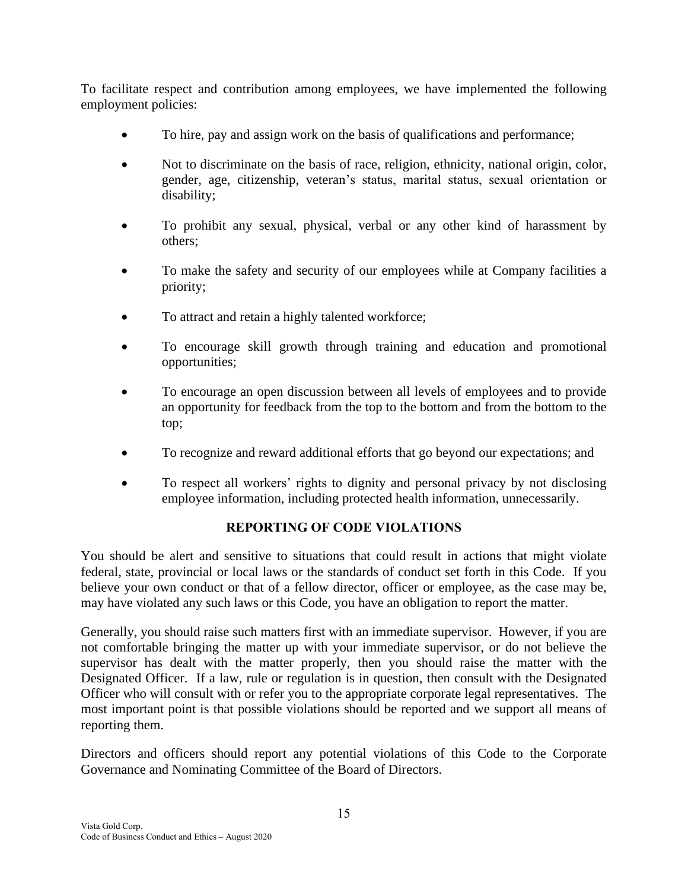To facilitate respect and contribution among employees, we have implemented the following employment policies:

- To hire, pay and assign work on the basis of qualifications and performance;
- Not to discriminate on the basis of race, religion, ethnicity, national origin, color, gender, age, citizenship, veteran's status, marital status, sexual orientation or disability;
- To prohibit any sexual, physical, verbal or any other kind of harassment by others;
- To make the safety and security of our employees while at Company facilities a priority;
- To attract and retain a highly talented workforce;
- To encourage skill growth through training and education and promotional opportunities;
- To encourage an open discussion between all levels of employees and to provide an opportunity for feedback from the top to the bottom and from the bottom to the top;
- To recognize and reward additional efforts that go beyond our expectations; and
- To respect all workers' rights to dignity and personal privacy by not disclosing employee information, including protected health information, unnecessarily.

## REPORTING OF CODE VIOLATIONS

You should be alert and sensitive to situations that could result in actions that might violate federal, state, provincial or local laws or the standards of conduct set forth in this Code. If you believe your own conduct or that of a fellow director, officer or employee, as the case may be, may have violated any such laws or this Code, you have an obligation to report the matter.

Generally, you should raise such matters first with an immediate supervisor. However, if you are not comfortable bringing the matter up with your immediate supervisor, or do not believe the supervisor has dealt with the matter properly, then you should raise the matter with the Designated Officer. If a law, rule or regulation is in question, then consult with the Designated Officer who will consult with or refer you to the appropriate corporate legal representatives. The most important point is that possible violations should be reported and we support all means of reporting them.

Directors and officers should report any potential violations of this Code to the Corporate Governance and Nominating Committee of the Board of Directors.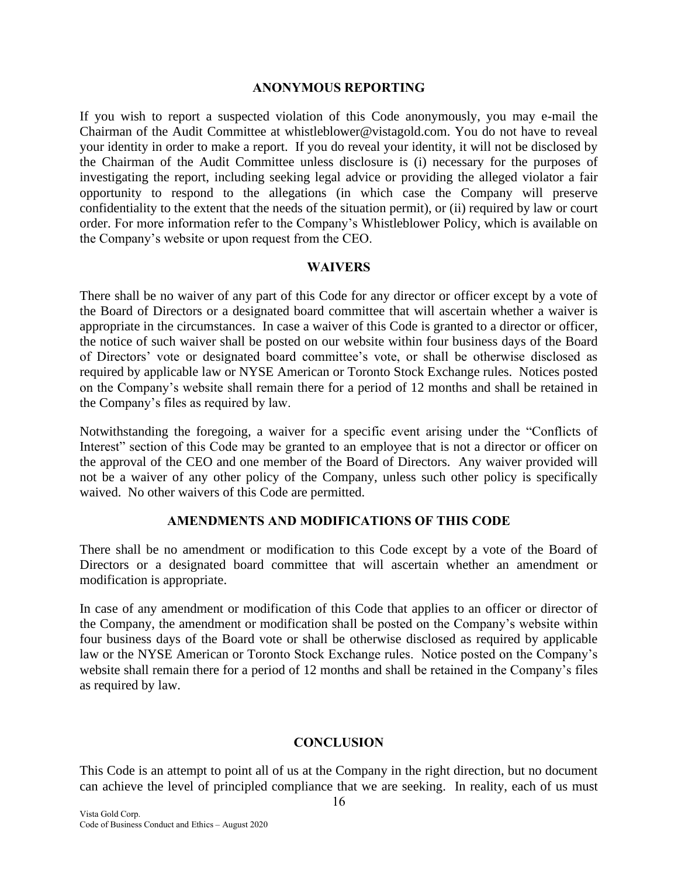## ANONYMOUS REPORTING

If you wish to report a suspected violation of this Code anonymously, you may e-mail the Chairman of the Audit Committee at whistleblower@vistagold.com. You do not have to reveal your identity in order to make a report. If you do reveal your identity, it will not be disclosed by the Chairman of the Audit Committee unless disclosure is (i) necessary for the purposes of investigating the report, including seeking legal advice or providing the alleged violator a fair opportunity to respond to the allegations (in which case the Company will preserve confidentiality to the extent that the needs of the situation permit), or (ii) required by law or court order. For more information refer to the Company's Whistleblower Policy, which is available on the Company's website or upon request from the CEO.

## WAIVERS

There shall be no waiver of any part of this Code for any director or officer except by a vote of the Board of Directors or a designated board committee that will ascertain whether a waiver is appropriate in the circumstances. In case a waiver of this Code is granted to a director or officer, the notice of such waiver shall be posted on our website within four business days of the Board of Directors' vote or designated board committee's vote, or shall be otherwise disclosed as required by applicable law or NYSE American or Toronto Stock Exchange rules. Notices posted on the Company's website shall remain there for a period of 12 months and shall be retained in the Company's files as required by law.

Notwithstanding the foregoing, a waiver for a specific event arising under the "Conflicts of Interest" section of this Code may be granted to an employee that is not a director or officer on the approval of the CEO and one member of the Board of Directors. Any waiver provided will not be a waiver of any other policy of the Company, unless such other policy is specifically waived. No other waivers of this Code are permitted.

## AMENDMENTS AND MODIFICATIONS OF THIS CODE

There shall be no amendment or modification to this Code except by a vote of the Board of Directors or a designated board committee that will ascertain whether an amendment or modification is appropriate.

In case of any amendment or modification of this Code that applies to an officer or director of the Company, the amendment or modification shall be posted on the Company's website within four business days of the Board vote or shall be otherwise disclosed as required by applicable law or the NYSE American or Toronto Stock Exchange rules. Notice posted on the Company's website shall remain there for a period of 12 months and shall be retained in the Company's files as required by law.

## CONCLUSION

This Code is an attempt to point all of us at the Company in the right direction, but no document can achieve the level of principled compliance that we are seeking. In reality, each of us must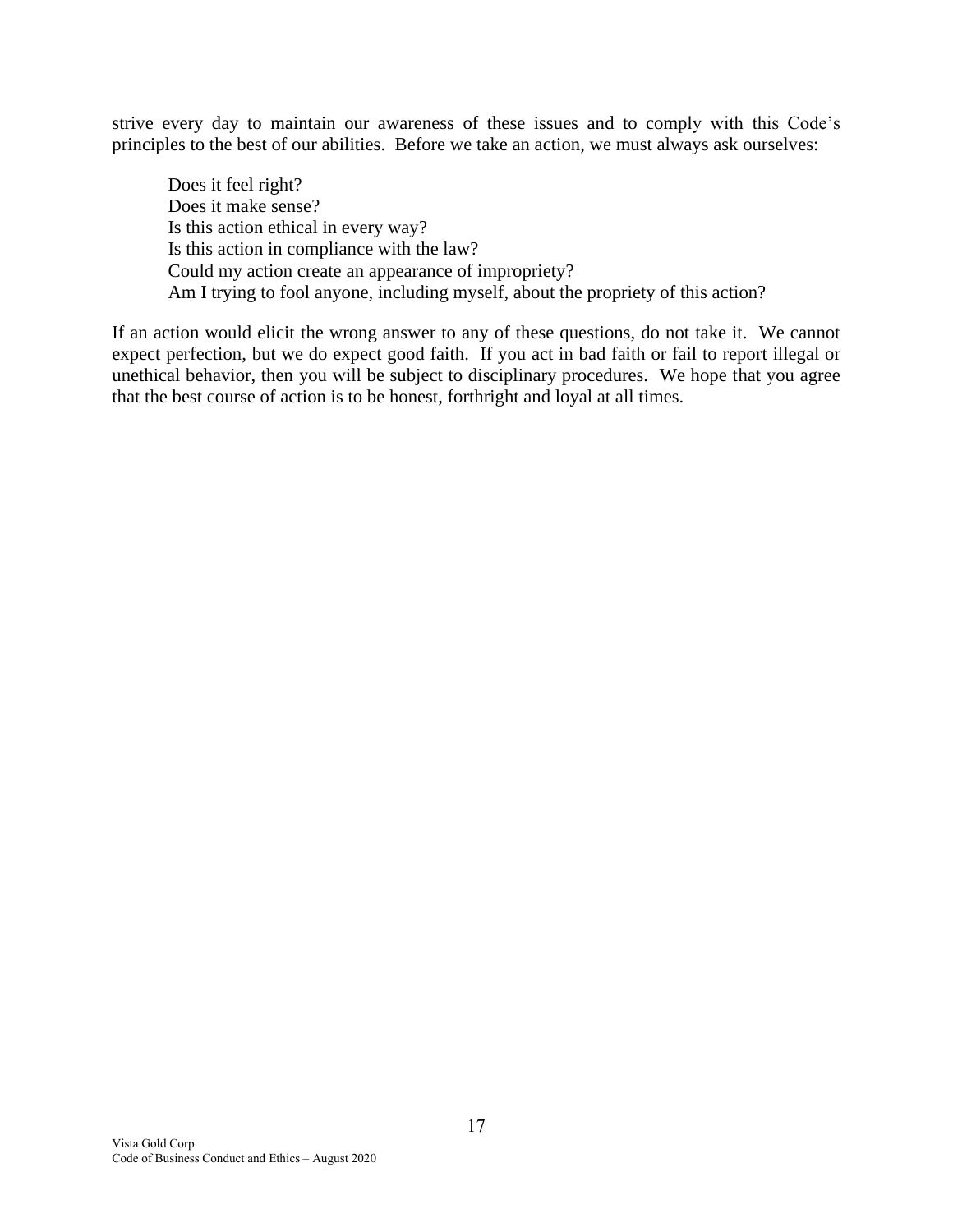strive every day to maintain our awareness of these issues and to comply with this Code's principles to the best of our abilities. Before we take an action, we must always ask ourselves:

Does it feel right?  
Does it make sense?  
Is this action ethical in every way?  
Is this action in compliance with the law?  
Could my action create an appearance of impropriety?  
Am I trying to fool anyone, including myself, about the propriety of this action?

If an action would elicit the wrong answer to any of these questions, do not take it. We cannot expect perfection, but we do expect good faith. If you act in bad faith or fail to report illegal or unethical behavior, then you will be subject to disciplinary procedures. We hope that you agree that the best course of action is to be honest, forthright and loyal at all times.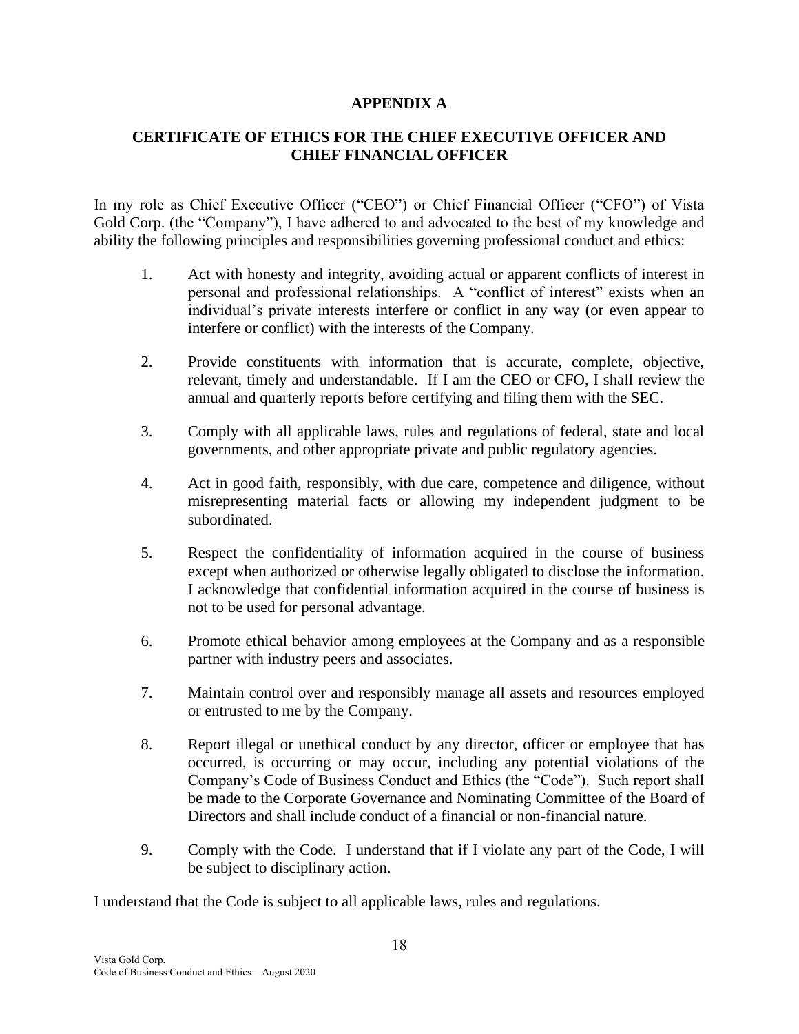## APPENDIX A

## CERTIFICATE OF ETHICS FOR THE CHIEF EXECUTIVE OFFICER AND CHIEF FINANCIAL OFFICER

In my role as Chief Executive Officer ("CEO") or Chief Financial Officer ("CFO") of Vista Gold Corp. (the "Company"), I have adhered to and advocated to the best of my knowledge and ability the following principles and responsibilities governing professional conduct and ethics:

1. Act with honesty and integrity, avoiding actual or apparent conflicts of interest in personal and professional relationships. A "conflict of interest" exists when an individual's private interests interfere or conflict in any way (or even appear to interfere or conflict) with the interests of the Company.

2. Provide constituents with information that is accurate, complete, objective, relevant, timely and understandable. If I am the CEO or CFO, I shall review the annual and quarterly reports before certifying and filing them with the SEC.

3. Comply with all applicable laws, rules and regulations of federal, state and local governments, and other appropriate private and public regulatory agencies.

4. Act in good faith, responsibly, with due care, competence and diligence, without misrepresenting material facts or allowing my independent judgment to be subordinated.

5. Respect the confidentiality of information acquired in the course of business except when authorized or otherwise legally obligated to disclose the information. I acknowledge that confidential information acquired in the course of business is not to be used for personal advantage.

6. Promote ethical behavior among employees at the Company and as a responsible partner with industry peers and associates.

7. Maintain control over and responsibly manage all assets and resources employed or entrusted to me by the Company.

8. Report illegal or unethical conduct by any director, officer or employee that has occurred, is occurring or may occur, including any potential violations of the Company's Code of Business Conduct and Ethics (the "Code"). Such report shall be made to the Corporate Governance and Nominating Committee of the Board of Directors and shall include conduct of a financial or non-financial nature.

9. Comply with the Code. I understand that if I violate any part of the Code, I will be subject to disciplinary action.

I understand that the Code is subject to all applicable laws, rules and regulations.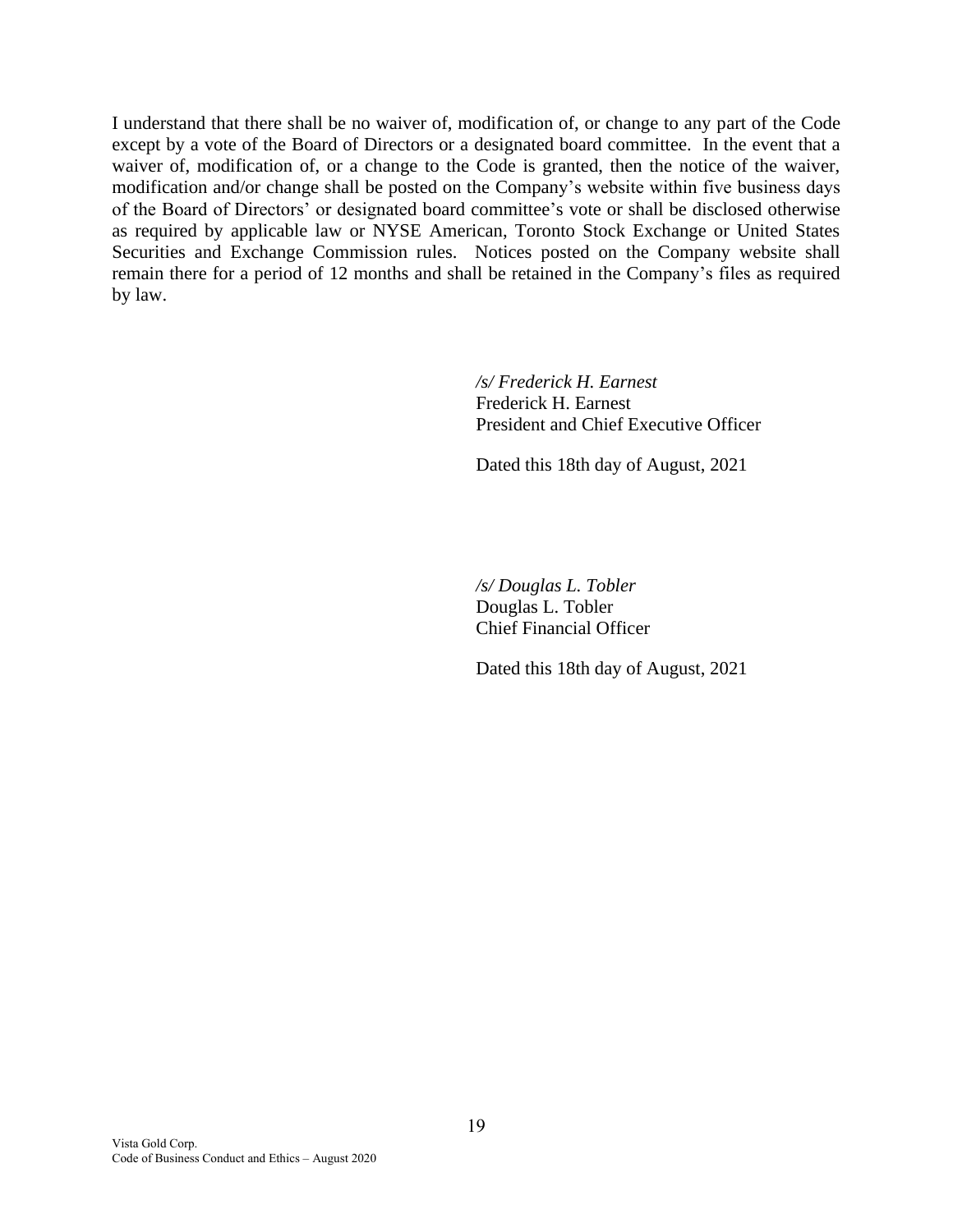I understand that there shall be no waiver of, modification of, or change to any part of the Code except by a vote of the Board of Directors or a designated board committee. In the event that a waiver of, modification of, or a change to the Code is granted, then the notice of the waiver, modification and/or change shall be posted on the Company's website within five business days of the Board of Directors' or designated board committee's vote or shall be disclosed otherwise as required by applicable law or NYSE American, Toronto Stock Exchange or United States Securities and Exchange Commission rules. Notices posted on the Company website shall remain there for a period of 12 months and shall be retained in the Company's files as required by law.

*/s/ Frederick H. Earnest*
Frederick H. Earnest
President and Chief Executive Officer

Dated this 18th day of August, 2021

*/s/ Douglas L. Tobler*
Douglas L. Tobler
Chief Financial Officer

Dated this 18th day of August, 2021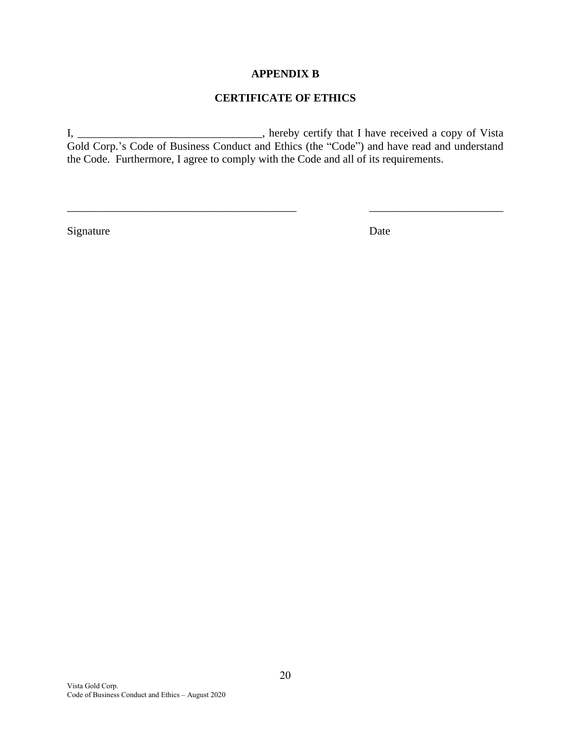## APPENDIX B

## CERTIFICATE OF ETHICS

I, ________________________________, hereby certify that I have received a copy of Vista Gold Corp.'s Code of Business Conduct and Ethics (the "Code") and have read and understand the Code. Furthermore, I agree to comply with the Code and all of its requirements.

_________________________________________ ________________________

Signature Date